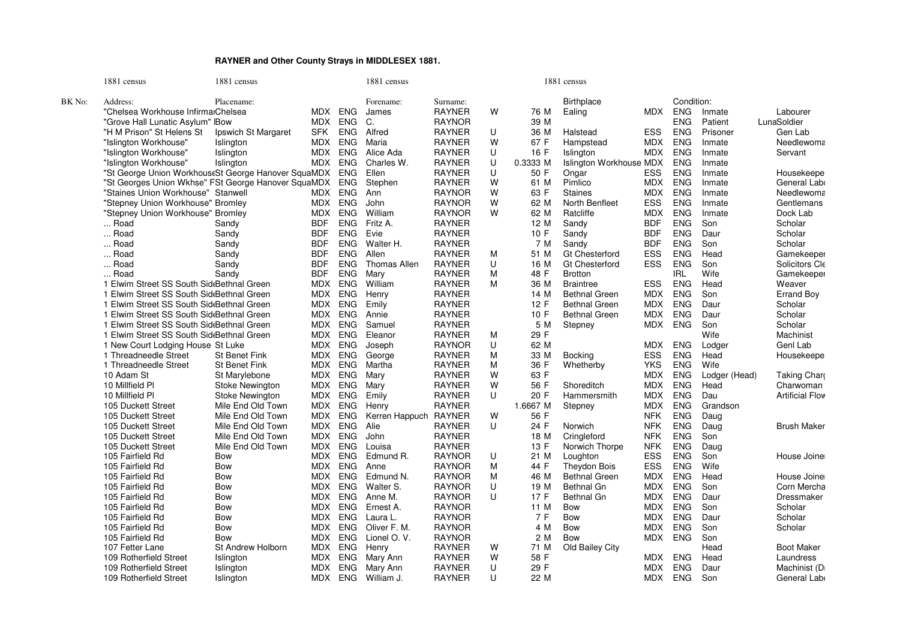# RAYNER and Other County Strays in MIDDLESEX 1881.

| BK No: | 1881 census<br>Address: | 1881 census<br>Placename: | | | 1881 census<br>Forename: | Surname: | | | 1881 census<br>Birthplace | | Condition: | | |
|---|---|---|---|---|---|---|---|---|---|---|---|---|---|
| | "Chelsea Workhouse Infirmar | Chelsea | MDX | ENG | James | RAYNER | W | 76 M | Ealing | MDX | ENG | Inmate | Labourer |
| | "Grove Hall Lunatic Asylum" | Bow | MDX | ENG | C. | RAYNOR | | 39 M | | | ENG | Patient | LunaSoldier |
| | "H M Prison" St Helens St | Ipswich St Margaret | SFK | ENG | Alfred | RAYNER | U | 36 M | Halstead | ESS | ENG | Prisoner | Gen Lab |
| | "Islington Workhouse" | Islington | MDX | ENG | Maria | RAYNER | W | 67 F | Hampstead | MDX | ENG | Inmate | Needlewoma |
| | "Islington Workhouse" | Islington | MDX | ENG | Alice Ada | RAYNER | U | 16 F | Islington | MDX | ENG | Inmate | Servant |
| | "Islington Workhouse" | Islington | MDX | ENG | Charles W. | RAYNER | U | 0.3333 M | Islington Workhouse | MDX | ENG | Inmate | |
| | "St George Union Workhouse | St George Hanover Squa | MDX | ENG | Ellen | RAYNER | U | 50 F | Ongar | ESS | ENG | Inmate | Housekeepe |
| | "St Georges Union Wkhse" F | St George Hanover Squa | MDX | ENG | Stephen | RAYNER | W | 61 M | Pimlico | MDX | ENG | Inmate | General Labo |
| | "Staines Union Workhouse" | Stanwell | MDX | ENG | Ann | RAYNOR | W | 63 F | Staines | MDX | ENG | Inmate | Needlewoma |
| | "Stepney Union Workhouse" | Bromley | MDX | ENG | John | RAYNOR | W | 62 M | North Benfleet | ESS | ENG | Inmate | Gentlemans |
| | "Stepney Union Workhouse" | Bromley | MDX | ENG | William | RAYNOR | W | 62 M | Ratcliffe | MDX | ENG | Inmate | Dock Lab |
| | ... Road | Sandy | BDF | ENG | Fritz A. | RAYNER | | 12 M | Sandy | BDF | ENG | Son | Scholar |
| | ... Road | Sandy | BDF | ENG | Evie | RAYNER | | 10 F | Sandy | BDF | ENG | Daur | Scholar |
| | ... Road | Sandy | BDF | ENG | Walter H. | RAYNER | | 7 M | Sandy | BDF | ENG | Son | Scholar |
| | ... Road | Sandy | BDF | ENG | Allen | RAYNER | M | 51 M | Gt Chesterford | ESS | ENG | Head | Gamekeeper |
| | ... Road | Sandy | BDF | ENG | Thomas Allen | RAYNER | U | 16 M | Gt Chesterford | ESS | ENG | Son | Solicitors Cle |
| | ... Road | Sandy | BDF | ENG | Mary | RAYNER | M | 48 F | Brotton | | IRL | Wife | Gamekeeper |
| | 1 Elwim Street SS South Sid | Bethnal Green | MDX | ENG | William | RAYNER | M | 36 M | Braintree | ESS | ENG | Head | Weaver |
| | 1 Elwim Street SS South Sid | Bethnal Green | MDX | ENG | Henry | RAYNER | | 14 M | Bethnal Green | MDX | ENG | Son | Errand Boy |
| | 1 Elwim Street SS South Sid | Bethnal Green | MDX | ENG | Emily | RAYNER | | 12 F | Bethnal Green | MDX | ENG | Daur | Scholar |
| | 1 Elwim Street SS South Sid | Bethnal Green | MDX | ENG | Annie | RAYNER | | 10 F | Bethnal Green | MDX | ENG | Daur | Scholar |
| | 1 Elwim Street SS South Sid | Bethnal Green | MDX | ENG | Samuel | RAYNER | | 5 M | Stepney | MDX | ENG | Son | Scholar |
| | 1 Elwim Street SS South Sid | Bethnal Green | MDX | ENG | Eleanor | RAYNER | M | 29 F | | | | Wife | Machinist |
| | 1 New Court Lodging House | St Luke | MDX | ENG | Joseph | RAYNOR | U | 62 M | | MDX | ENG | Lodger | Genl Lab |
| | 1 Threadneedle Street | St Benet Fink | MDX | ENG | George | RAYNER | M | 33 M | Bocking | ESS | ENG | Head | Housekeepe |
| | 1 Threadneedle Street | St Benet Fink | MDX | ENG | Martha | RAYNER | M | 36 F | Whetherby | YKS | ENG | Wife | |
| | 10 Adam St | St Marylebone | MDX | ENG | Mary | RAYNER | W | 63 F | | MDX | ENG | Lodger (Head) | Taking Charg |
| | 10 Millfield Pl | Stoke Newington | MDX | ENG | Mary | RAYNER | W | 56 F | Shoreditch | MDX | ENG | Head | Charwoman |
| | 10 Millfield Pl | Stoke Newington | MDX | ENG | Emily | RAYNER | U | 20 F | Hammersmith | MDX | ENG | Dau | Artificial Flow |
| | 105 Duckett Street | Mile End Old Town | MDX | ENG | Henry | RAYNER | | 1.6667 M | Stepney | MDX | ENG | Grandson | |
| | 105 Duckett Street | Mile End Old Town | MDX | ENG | Kerren Happuch | RAYNER | W | 56 F | | NFK | ENG | Daug | |
| | 105 Duckett Street | Mile End Old Town | MDX | ENG | Alie | RAYNER | U | 24 F | Norwich | NFK | ENG | Daug | Brush Maker |
| | 105 Duckett Street | Mile End Old Town | MDX | ENG | John | RAYNER | | 18 M | Cringleford | NFK | ENG | Son | |
| | 105 Duckett Street | Mile End Old Town | MDX | ENG | Louisa | RAYNER | | 13 F | Norwich Thorpe | NFK | ENG | Daug | |
| | 105 Fairfield Rd | Bow | MDX | ENG | Edmund R. | RAYNOR | U | 21 M | Loughton | ESS | ENG | Son | House Joine |
| | 105 Fairfield Rd | Bow | MDX | ENG | Anne | RAYNOR | M | 44 F | Theydon Bois | ESS | ENG | Wife | |
| | 105 Fairfield Rd | Bow | MDX | ENG | Edmund N. | RAYNOR | M | 46 M | Bethnal Green | MDX | ENG | Head | House Joine |
| | 105 Fairfield Rd | Bow | MDX | ENG | Walter S. | RAYNOR | U | 19 M | Bethnal Gn | MDX | ENG | Son | Corn Mercha |
| | 105 Fairfield Rd | Bow | MDX | ENG | Anne M. | RAYNOR | U | 17 F | Bethnal Gn | MDX | ENG | Daur | Dressmaker |
| | 105 Fairfield Rd | Bow | MDX | ENG | Ernest A. | RAYNOR | | 11 M | Bow | MDX | ENG | Son | Scholar |
| | 105 Fairfield Rd | Bow | MDX | ENG | Laura L. | RAYNOR | | 7 F | Bow | MDX | ENG | Daur | Scholar |
| | 105 Fairfield Rd | Bow | MDX | ENG | Oliver F. M. | RAYNOR | | 4 M | Bow | MDX | ENG | Son | Scholar |
| | 105 Fairfield Rd | Bow | MDX | ENG | Lionel O. V. | RAYNOR | | 2 M | Bow | MDX | ENG | Son | |
| | 107 Fetter Lane | St Andrew Holborn | MDX | ENG | Henry | RAYNER | W | 71 M | Old Bailey City | | | Head | Boot Maker |
| | 109 Rotherfield Street | Islington | MDX | ENG | Mary Ann | RAYNER | W | 58 F | | MDX | ENG | Head | Laundress |
| | 109 Rotherfield Street | Islington | MDX | ENG | Mary Ann | RAYNER | U | 29 F | | MDX | ENG | Daur | Machinist (D |
| | 109 Rotherfield Street | Islington | MDX | ENG | William J. | RAYNER | U | 22 M | | MDX | ENG | Son | General Lab |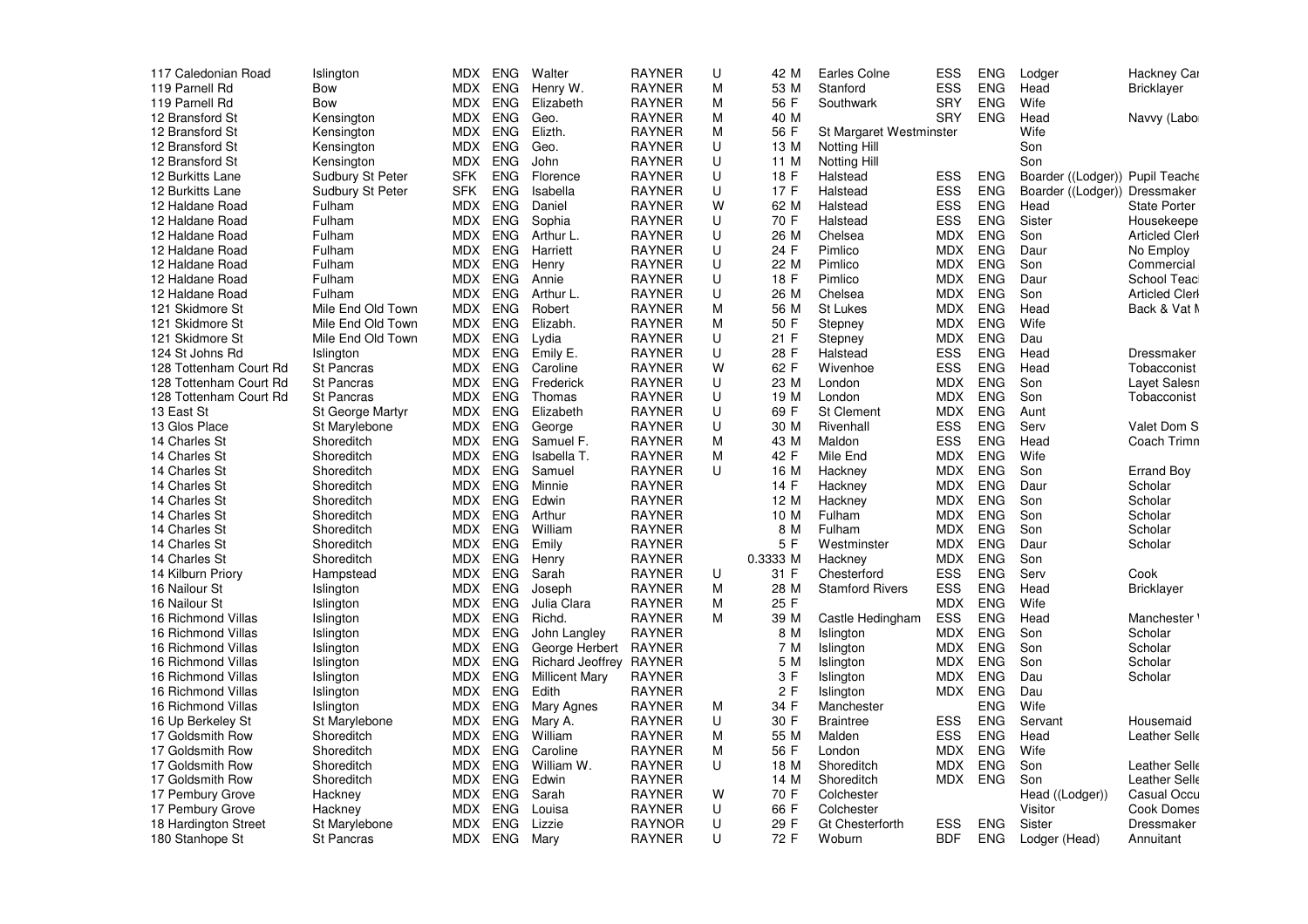| | | | | | | | | | | | | | |
|---|---|---|---|---|---|---|---|---|---|---|---|---|---|
| 117 Caledonian Road | Islington | MDX | ENG | Walter | RAYNER | U | 42 M | Earles Colne | ESS | ENG | Lodger | Hackney Car |
| 119 Parnell Rd | Bow | MDX | ENG | Henry W. | RAYNER | M | 53 M | Stanford | ESS | ENG | Head | Bricklayer |
| 119 Parnell Rd | Bow | MDX | ENG | Elizabeth | RAYNER | M | 56 F | Southwark | SRY | ENG | Wife | |
| 12 Bransford St | Kensington | MDX | ENG | Geo. | RAYNER | M | 40 M | | SRY | ENG | Head | Navvy (Labo |
| 12 Bransford St | Kensington | MDX | ENG | Elizth. | RAYNER | M | 56 F | St Margaret Westminster | | | Wife | |
| 12 Bransford St | Kensington | MDX | ENG | Geo. | RAYNER | U | 13 M | Notting Hill | | | Son | |
| 12 Bransford St | Kensington | MDX | ENG | John | RAYNER | U | 11 M | Notting Hill | | | Son | |
| 12 Burkitts Lane | Sudbury St Peter | SFK | ENG | Florence | RAYNER | U | 18 F | Halstead | ESS | ENG | Boarder ((Lodger)) | Pupil Teache |
| 12 Burkitts Lane | Sudbury St Peter | SFK | ENG | Isabella | RAYNER | U | 17 F | Halstead | ESS | ENG | Boarder ((Lodger)) | Dressmaker |
| 12 Haldane Road | Fulham | MDX | ENG | Daniel | RAYNER | W | 62 M | Halstead | ESS | ENG | Head | State Porter |
| 12 Haldane Road | Fulham | MDX | ENG | Sophia | RAYNER | U | 70 F | Halstead | ESS | ENG | Sister | Housekeepe |
| 12 Haldane Road | Fulham | MDX | ENG | Arthur L. | RAYNER | U | 26 M | Chelsea | MDX | ENG | Son | Articled Clerk |
| 12 Haldane Road | Fulham | MDX | ENG | Harriett | RAYNER | U | 24 F | Pimlico | MDX | ENG | Daur | No Employ |
| 12 Haldane Road | Fulham | MDX | ENG | Henry | RAYNER | U | 22 M | Pimlico | MDX | ENG | Son | Commercial |
| 12 Haldane Road | Fulham | MDX | ENG | Annie | RAYNER | U | 18 F | Pimlico | MDX | ENG | Daur | School Teac |
| 12 Haldane Road | Fulham | MDX | ENG | Arthur L. | RAYNER | U | 26 M | Chelsea | MDX | ENG | Son | Articled Clerk |
| 121 Skidmore St | Mile End Old Town | MDX | ENG | Robert | RAYNER | M | 56 M | St Lukes | MDX | ENG | Head | Back & Vat M |
| 121 Skidmore St | Mile End Old Town | MDX | ENG | Elizabh. | RAYNER | M | 50 F | Stepney | MDX | ENG | Wife | |
| 121 Skidmore St | Mile End Old Town | MDX | ENG | Lydia | RAYNER | U | 21 F | Stepney | MDX | ENG | Dau | |
| 124 St Johns Rd | Islington | MDX | ENG | Emily E. | RAYNER | U | 28 F | Halstead | ESS | ENG | Head | Dressmaker |
| 128 Tottenham Court Rd | St Pancras | MDX | ENG | Caroline | RAYNER | W | 62 F | Wivenhoe | ESS | ENG | Head | Tobacconist |
| 128 Tottenham Court Rd | St Pancras | MDX | ENG | Frederick | RAYNER | U | 23 M | London | MDX | ENG | Son | Layet Salesn |
| 128 Tottenham Court Rd | St Pancras | MDX | ENG | Thomas | RAYNER | U | 19 M | London | MDX | ENG | Son | Tobacconist |
| 13 East St | St George Martyr | MDX | ENG | Elizabeth | RAYNER | U | 69 F | St Clement | MDX | ENG | Aunt | |
| 13 Glos Place | St Marylebone | MDX | ENG | George | RAYNER | U | 30 M | Rivenhall | ESS | ENG | Serv | Valet Dom S |
| 14 Charles St | Shoreditch | MDX | ENG | Samuel F. | RAYNER | M | 43 M | Maldon | ESS | ENG | Head | Coach Trimn |
| 14 Charles St | Shoreditch | MDX | ENG | Isabella T. | RAYNER | M | 42 F | Mile End | MDX | ENG | Wife | |
| 14 Charles St | Shoreditch | MDX | ENG | Samuel | RAYNER | U | 16 M | Hackney | MDX | ENG | Son | Errand Boy |
| 14 Charles St | Shoreditch | MDX | ENG | Minnie | RAYNER | | 14 F | Hackney | MDX | ENG | Daur | Scholar |
| 14 Charles St | Shoreditch | MDX | ENG | Edwin | RAYNER | | 12 M | Hackney | MDX | ENG | Son | Scholar |
| 14 Charles St | Shoreditch | MDX | ENG | Arthur | RAYNER | | 10 M | Fulham | MDX | ENG | Son | Scholar |
| 14 Charles St | Shoreditch | MDX | ENG | William | RAYNER | | 8 M | Fulham | MDX | ENG | Son | Scholar |
| 14 Charles St | Shoreditch | MDX | ENG | Emily | RAYNER | | 5 F | Westminster | MDX | ENG | Daur | Scholar |
| 14 Charles St | Shoreditch | MDX | ENG | Henry | RAYNER | | 0.3333 M | Hackney | MDX | ENG | Son | |
| 14 Kilburn Priory | Hampstead | MDX | ENG | Sarah | RAYNER | U | 31 F | Chesterford | ESS | ENG | Serv | Cook |
| 16 Nailour St | Islington | MDX | ENG | Joseph | RAYNER | M | 28 M | Stamford Rivers | ESS | ENG | Head | Bricklayer |
| 16 Nailour St | Islington | MDX | ENG | Julia Clara | RAYNER | M | 25 F | | MDX | ENG | Wife | |
| 16 Richmond Villas | Islington | MDX | ENG | Richd. | RAYNER | M | 39 M | Castle Hedingham | ESS | ENG | Head | Manchester ' |
| 16 Richmond Villas | Islington | MDX | ENG | John Langley | RAYNER | | 8 M | Islington | MDX | ENG | Son | Scholar |
| 16 Richmond Villas | Islington | MDX | ENG | George Herbert | RAYNER | | 7 M | Islington | MDX | ENG | Son | Scholar |
| 16 Richmond Villas | Islington | MDX | ENG | Richard Jeoffrey | RAYNER | | 5 M | Islington | MDX | ENG | Son | Scholar |
| 16 Richmond Villas | Islington | MDX | ENG | Millicent Mary | RAYNER | | 3 F | Islington | MDX | ENG | Dau | Scholar |
| 16 Richmond Villas | Islington | MDX | ENG | Edith | RAYNER | | 2 F | Islington | MDX | ENG | Dau | |
| 16 Richmond Villas | Islington | MDX | ENG | Mary Agnes | RAYNER | M | 34 F | Manchester | | ENG | Wife | |
| 16 Up Berkeley St | St Marylebone | MDX | ENG | Mary A. | RAYNER | U | 30 F | Braintree | ESS | ENG | Servant | Housemaid |
| 17 Goldsmith Row | Shoreditch | MDX | ENG | William | RAYNER | M | 55 M | Malden | ESS | ENG | Head | Leather Selle |
| 17 Goldsmith Row | Shoreditch | MDX | ENG | Caroline | RAYNER | M | 56 F | London | MDX | ENG | Wife | |
| 17 Goldsmith Row | Shoreditch | MDX | ENG | William W. | RAYNER | U | 18 M | Shoreditch | MDX | ENG | Son | Leather Selle |
| 17 Goldsmith Row | Shoreditch | MDX | ENG | Edwin | RAYNER | | 14 M | Shoreditch | MDX | ENG | Son | Leather Selle |
| 17 Pembury Grove | Hackney | MDX | ENG | Sarah | RAYNER | W | 70 F | Colchester | | | Head ((Lodger)) | Casual Occu |
| 17 Pembury Grove | Hackney | MDX | ENG | Louisa | RAYNER | U | 66 F | Colchester | | | Visitor | Cook Domes |
| 18 Hardington Street | St Marylebone | MDX | ENG | Lizzie | RAYNOR | U | 29 F | Gt Chesterforth | ESS | ENG | Sister | Dressmaker |
| 180 Stanhope St | St Pancras | MDX | ENG | Mary | RAYNER | U | 72 F | Woburn | BDF | ENG | Lodger (Head) | Annuitant |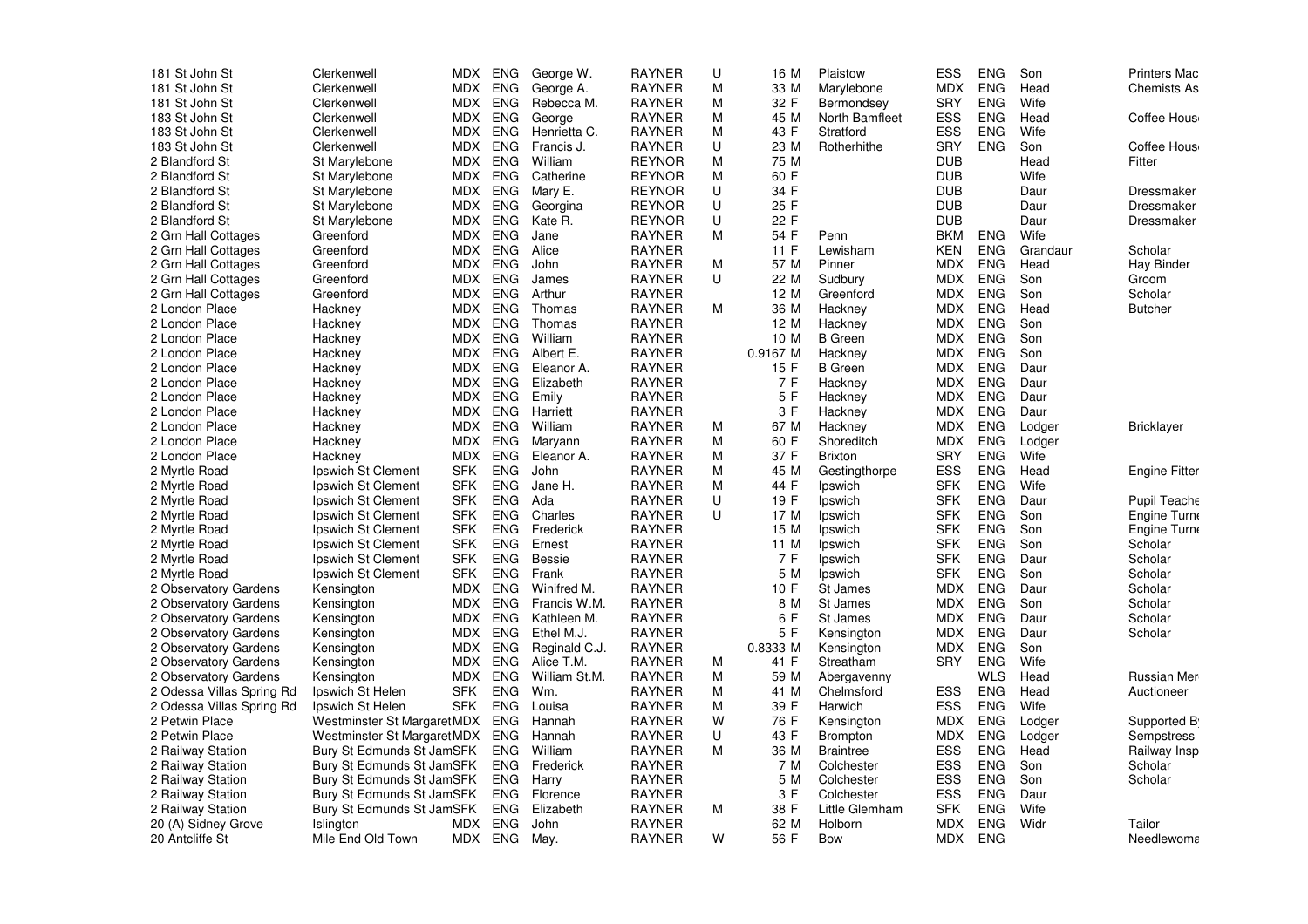| | | | | | | | | | | | | | |
|---|---|---|---|---|---|---|---|---|---|---|---|---|---|
| 181 St John St | Clerkenwell | MDX | ENG | George W. | RAYNER | U | 16 M | Plaistow | ESS | ENG | Son | Printers Mac |
| 181 St John St | Clerkenwell | MDX | ENG | George A. | RAYNER | M | 33 M | Marylebone | MDX | ENG | Head | Chemists As |
| 181 St John St | Clerkenwell | MDX | ENG | Rebecca M. | RAYNER | M | 32 F | Bermondsey | SRY | ENG | Wife | |
| 183 St John St | Clerkenwell | MDX | ENG | George | RAYNER | M | 45 M | North Bamfleet | ESS | ENG | Head | Coffee Hous |
| 183 St John St | Clerkenwell | MDX | ENG | Henrietta C. | RAYNER | M | 43 F | Stratford | ESS | ENG | Wife | |
| 183 St John St | Clerkenwell | MDX | ENG | Francis J. | RAYNER | U | 23 M | Rotherhithe | SRY | ENG | Son | Coffee Hous |
| 2 Blandford St | St Marylebone | MDX | ENG | William | REYNOR | M | 75 M | | DUB | | Head | Fitter |
| 2 Blandford St | St Marylebone | MDX | ENG | Catherine | REYNOR | M | 60 F | | DUB | | Wife | |
| 2 Blandford St | St Marylebone | MDX | ENG | Mary E. | REYNOR | U | 34 F | | DUB | | Daur | Dressmaker |
| 2 Blandford St | St Marylebone | MDX | ENG | Georgina | REYNOR | U | 25 F | | DUB | | Daur | Dressmaker |
| 2 Blandford St | St Marylebone | MDX | ENG | Kate R. | REYNOR | U | 22 F | | DUB | | Daur | Dressmaker |
| 2 Grn Hall Cottages | Greenford | MDX | ENG | Jane | RAYNER | M | 54 F | Penn | BKM | ENG | Wife | |
| 2 Grn Hall Cottages | Greenford | MDX | ENG | Alice | RAYNER | | 11 F | Lewisham | KEN | ENG | Grandaur | Scholar |
| 2 Grn Hall Cottages | Greenford | MDX | ENG | John | RAYNER | M | 57 M | Pinner | MDX | ENG | Head | Hay Binder |
| 2 Grn Hall Cottages | Greenford | MDX | ENG | James | RAYNER | U | 22 M | Sudbury | MDX | ENG | Son | Groom |
| 2 Grn Hall Cottages | Greenford | MDX | ENG | Arthur | RAYNER | | 12 M | Greenford | MDX | ENG | Son | Scholar |
| 2 London Place | Hackney | MDX | ENG | Thomas | RAYNER | M | 36 M | Hackney | MDX | ENG | Head | Butcher |
| 2 London Place | Hackney | MDX | ENG | Thomas | RAYNER | | 12 M | Hackney | MDX | ENG | Son | |
| 2 London Place | Hackney | MDX | ENG | William | RAYNER | | 10 M | B Green | MDX | ENG | Son | |
| 2 London Place | Hackney | MDX | ENG | Albert E. | RAYNER | | 0.9167 M | Hackney | MDX | ENG | Son | |
| 2 London Place | Hackney | MDX | ENG | Eleanor A. | RAYNER | | 15 F | B Green | MDX | ENG | Daur | |
| 2 London Place | Hackney | MDX | ENG | Elizabeth | RAYNER | | 7 F | Hackney | MDX | ENG | Daur | |
| 2 London Place | Hackney | MDX | ENG | Emily | RAYNER | | 5 F | Hackney | MDX | ENG | Daur | |
| 2 London Place | Hackney | MDX | ENG | Harriett | RAYNER | | 3 F | Hackney | MDX | ENG | Daur | |
| 2 London Place | Hackney | MDX | ENG | William | RAYNER | M | 67 M | Hackney | MDX | ENG | Lodger | Bricklayer |
| 2 London Place | Hackney | MDX | ENG | Maryann | RAYNER | M | 60 F | Shoreditch | MDX | ENG | Lodger | |
| 2 London Place | Hackney | MDX | ENG | Eleanor A. | RAYNER | M | 37 F | Brixton | SRY | ENG | Wife | |
| 2 Myrtle Road | Ipswich St Clement | SFK | ENG | John | RAYNER | M | 45 M | Gestingthorpe | ESS | ENG | Head | Engine Fitter |
| 2 Myrtle Road | Ipswich St Clement | SFK | ENG | Jane H. | RAYNER | M | 44 F | Ipswich | SFK | ENG | Wife | |
| 2 Myrtle Road | Ipswich St Clement | SFK | ENG | Ada | RAYNER | U | 19 F | Ipswich | SFK | ENG | Daur | Pupil Teache |
| 2 Myrtle Road | Ipswich St Clement | SFK | ENG | Charles | RAYNER | U | 17 M | Ipswich | SFK | ENG | Son | Engine Turn |
| 2 Myrtle Road | Ipswich St Clement | SFK | ENG | Frederick | RAYNER | | 15 M | Ipswich | SFK | ENG | Son | Engine Turn |
| 2 Myrtle Road | Ipswich St Clement | SFK | ENG | Ernest | RAYNER | | 11 M | Ipswich | SFK | ENG | Son | Scholar |
| 2 Myrtle Road | Ipswich St Clement | SFK | ENG | Bessie | RAYNER | | 7 F | Ipswich | SFK | ENG | Daur | Scholar |
| 2 Myrtle Road | Ipswich St Clement | SFK | ENG | Frank | RAYNER | | 5 M | Ipswich | SFK | ENG | Son | Scholar |
| 2 Observatory Gardens | Kensington | MDX | ENG | Winifred M. | RAYNER | | 10 F | St James | MDX | ENG | Daur | Scholar |
| 2 Observatory Gardens | Kensington | MDX | ENG | Francis W.M. | RAYNER | | 8 M | St James | MDX | ENG | Son | Scholar |
| 2 Observatory Gardens | Kensington | MDX | ENG | Kathleen M. | RAYNER | | 6 F | St James | MDX | ENG | Daur | Scholar |
| 2 Observatory Gardens | Kensington | MDX | ENG | Ethel M.J. | RAYNER | | 5 F | Kensington | MDX | ENG | Daur | Scholar |
| 2 Observatory Gardens | Kensington | MDX | ENG | Reginald C.J. | RAYNER | | 0.8333 M | Kensington | MDX | ENG | Son | |
| 2 Observatory Gardens | Kensington | MDX | ENG | Alice T.M. | RAYNER | M | 41 F | Streatham | SRY | ENG | Wife | |
| 2 Observatory Gardens | Kensington | MDX | ENG | William St.M. | RAYNER | M | 59 M | Abergavenny | | WLS | Head | Russian Mer |
| 2 Odessa Villas Spring Rd | Ipswich St Helen | SFK | ENG | Wm. | RAYNER | M | 41 M | Chelmsford | ESS | ENG | Head | Auctioneer |
| 2 Odessa Villas Spring Rd | Ipswich St Helen | SFK | ENG | Louisa | RAYNER | M | 39 F | Harwich | ESS | ENG | Wife | |
| 2 Petwin Place | Westminster St Margaret | MDX | ENG | Hannah | RAYNER | W | 76 F | Kensington | MDX | ENG | Lodger | Supported B |
| 2 Petwin Place | Westminster St Margaret | MDX | ENG | Hannah | RAYNER | U | 43 F | Brompton | MDX | ENG | Lodger | Sempstress |
| 2 Railway Station | Bury St Edmunds St Jam | SFK | ENG | William | RAYNER | M | 36 M | Braintree | ESS | ENG | Head | Railway Insp |
| 2 Railway Station | Bury St Edmunds St Jam | SFK | ENG | Frederick | RAYNER | | 7 M | Colchester | ESS | ENG | Son | Scholar |
| 2 Railway Station | Bury St Edmunds St Jam | SFK | ENG | Harry | RAYNER | | 5 M | Colchester | ESS | ENG | Son | Scholar |
| 2 Railway Station | Bury St Edmunds St Jam | SFK | ENG | Florence | RAYNER | | 3 F | Colchester | ESS | ENG | Daur | |
| 2 Railway Station | Bury St Edmunds St Jam | SFK | ENG | Elizabeth | RAYNER | M | 38 F | Little Glemham | SFK | ENG | Wife | |
| 20 (A) Sidney Grove | Islington | MDX | ENG | John | RAYNER | | 62 M | Holborn | MDX | ENG | Widr | Tailor |
| 20 Antcliffe St | Mile End Old Town | MDX | ENG | May. | RAYNER | W | 56 F | Bow | MDX | ENG | | Needlewoma |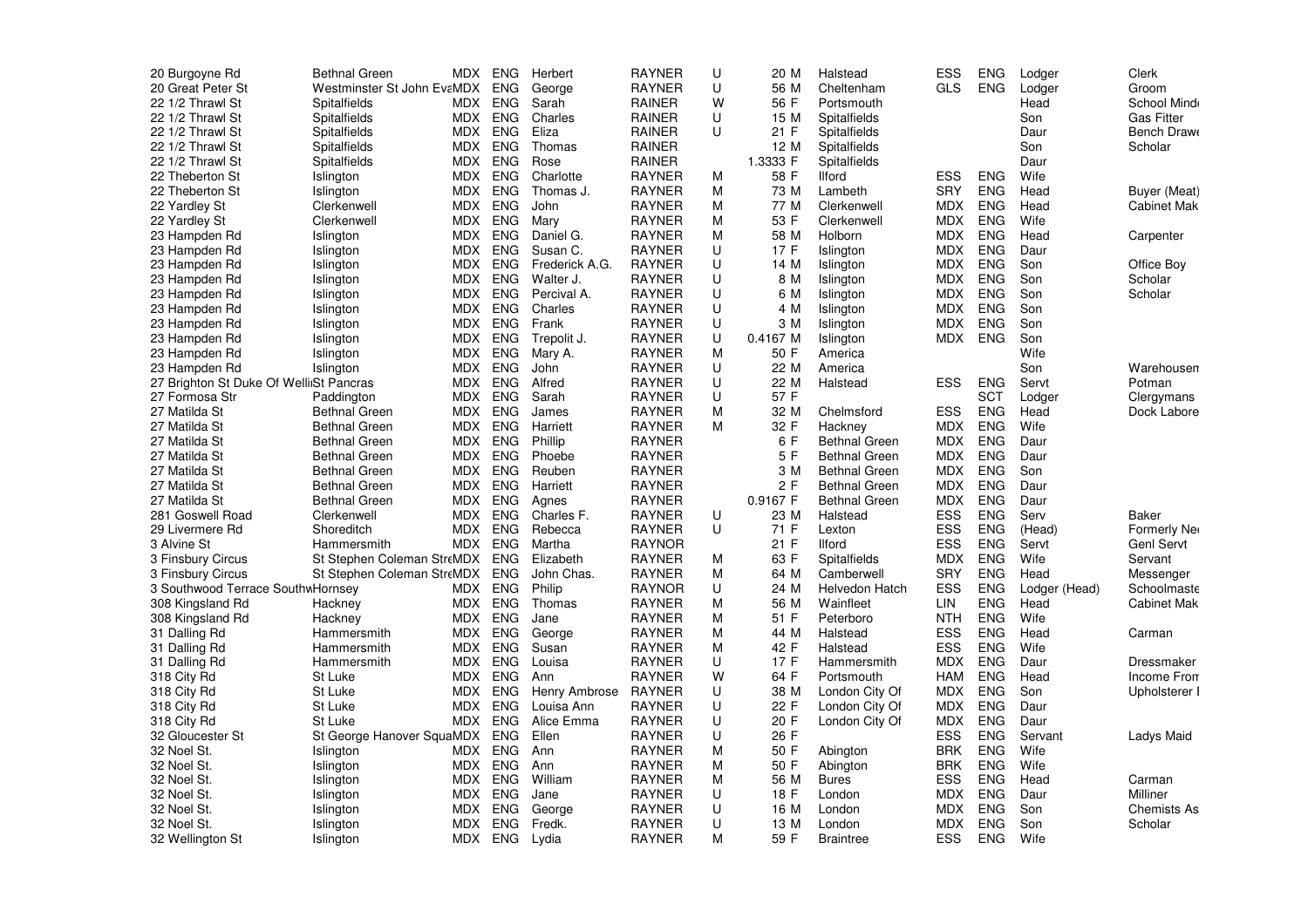| | | | | | | | | | | | | | |
|---|---|---|---|---|---|---|---|---|---|---|---|---|---|
| 20 Burgoyne Rd | Bethnal Green | MDX | ENG | Herbert | RAYNER | U | 20 M | Halstead | ESS | ENG | Lodger | Clerk |
| 20 Great Peter St | Westminster St John EvaMDX | | ENG | George | RAYNER | U | 56 M | Cheltenham | GLS | ENG | Lodger | Groom |
| 22 1/2 Thrawl St | Spitalfields | MDX | ENG | Sarah | RAINER | W | 56 F | Portsmouth | | | Head | School Mind |
| 22 1/2 Thrawl St | Spitalfields | MDX | ENG | Charles | RAINER | U | 15 M | Spitalfields | | | Son | Gas Fitter |
| 22 1/2 Thrawl St | Spitalfields | MDX | ENG | Eliza | RAINER | U | 21 F | Spitalfields | | | Daur | Bench Drawe |
| 22 1/2 Thrawl St | Spitalfields | MDX | ENG | Thomas | RAINER | | 12 M | Spitalfields | | | Son | Scholar |
| 22 1/2 Thrawl St | Spitalfields | MDX | ENG | Rose | RAINER | | 1.3333 F | Spitalfields | | | Daur | |
| 22 Theberton St | Islington | MDX | ENG | Charlotte | RAYNER | M | 58 F | Ilford | ESS | ENG | Wife | |
| 22 Theberton St | Islington | MDX | ENG | Thomas J. | RAYNER | M | 73 M | Lambeth | SRY | ENG | Head | Buyer (Meat) |
| 22 Yardley St | Clerkenwell | MDX | ENG | John | RAYNER | M | 77 M | Clerkenwell | MDX | ENG | Head | Cabinet Mak |
| 22 Yardley St | Clerkenwell | MDX | ENG | Mary | RAYNER | M | 53 F | Clerkenwell | MDX | ENG | Wife | |
| 23 Hampden Rd | Islington | MDX | ENG | Daniel G. | RAYNER | M | 58 M | Holborn | MDX | ENG | Head | Carpenter |
| 23 Hampden Rd | Islington | MDX | ENG | Susan C. | RAYNER | U | 17 F | Islington | MDX | ENG | Daur | |
| 23 Hampden Rd | Islington | MDX | ENG | Frederick A.G. | RAYNER | U | 14 M | Islington | MDX | ENG | Son | Office Boy |
| 23 Hampden Rd | Islington | MDX | ENG | Walter J. | RAYNER | U | 8 M | Islington | MDX | ENG | Son | Scholar |
| 23 Hampden Rd | Islington | MDX | ENG | Percival A. | RAYNER | U | 6 M | Islington | MDX | ENG | Son | Scholar |
| 23 Hampden Rd | Islington | MDX | ENG | Charles | RAYNER | U | 4 M | Islington | MDX | ENG | Son | |
| 23 Hampden Rd | Islington | MDX | ENG | Frank | RAYNER | U | 3 M | Islington | MDX | ENG | Son | |
| 23 Hampden Rd | Islington | MDX | ENG | Trepolit J. | RAYNER | U | 0.4167 M | Islington | MDX | ENG | Son | |
| 23 Hampden Rd | Islington | MDX | ENG | Mary A. | RAYNER | M | 50 F | America | | | Wife | |
| 23 Hampden Rd | Islington | MDX | ENG | John | RAYNER | U | 22 M | America | | | Son | Warehousem |
| 27 Brighton St Duke Of WelliSt Pancras | | MDX | ENG | Alfred | RAYNER | U | 22 M | Halstead | ESS | ENG | Servt | Potman |
| 27 Formosa Str | Paddington | MDX | ENG | Sarah | RAYNER | U | 57 F | | | SCT | Lodger | Clergymans |
| 27 Matilda St | Bethnal Green | MDX | ENG | James | RAYNER | M | 32 M | Chelmsford | ESS | ENG | Head | Dock Labore |
| 27 Matilda St | Bethnal Green | MDX | ENG | Harriett | RAYNER | M | 32 F | Hackney | MDX | ENG | Wife | |
| 27 Matilda St | Bethnal Green | MDX | ENG | Phillip | RAYNER | | 6 F | Bethnal Green | MDX | ENG | Daur | |
| 27 Matilda St | Bethnal Green | MDX | ENG | Phoebe | RAYNER | | 5 F | Bethnal Green | MDX | ENG | Daur | |
| 27 Matilda St | Bethnal Green | MDX | ENG | Reuben | RAYNER | | 3 M | Bethnal Green | MDX | ENG | Son | |
| 27 Matilda St | Bethnal Green | MDX | ENG | Harriett | RAYNER | | 2 F | Bethnal Green | MDX | ENG | Daur | |
| 27 Matilda St | Bethnal Green | MDX | ENG | Agnes | RAYNER | | 0.9167 F | Bethnal Green | MDX | ENG | Daur | |
| 281 Goswell Road | Clerkenwell | MDX | ENG | Charles F. | RAYNER | U | 23 M | Halstead | ESS | ENG | Serv | Baker |
| 29 Livermere Rd | Shoreditch | MDX | ENG | Rebecca | RAYNER | U | 71 F | Lexton | ESS | ENG | (Head) | Formerly Ne |
| 3 Alvine St | Hammersmith | MDX | ENG | Martha | RAYNOR | | 21 F | Ilford | ESS | ENG | Servt | Genl Servt |
| 3 Finsbury Circus | St Stephen Coleman StreMDX | | ENG | Elizabeth | RAYNER | M | 63 F | Spitalfields | MDX | ENG | Wife | Servant |
| 3 Finsbury Circus | St Stephen Coleman StreMDX | | ENG | John Chas. | RAYNER | M | 64 M | Camberwell | SRY | ENG | Head | Messenger |
| 3 Southwood Terrace SouthwHornsey | | MDX | ENG | Philip | RAYNOR | U | 24 M | Helvedon Hatch | ESS | ENG | Lodger (Head) | Schoolmaste |
| 308 Kingsland Rd | Hackney | MDX | ENG | Thomas | RAYNER | M | 56 M | Wainfleet | LIN | ENG | Head | Cabinet Mak |
| 308 Kingsland Rd | Hackney | MDX | ENG | Jane | RAYNER | M | 51 F | Peterboro | NTH | ENG | Wife | |
| 31 Dalling Rd | Hammersmith | MDX | ENG | George | RAYNER | M | 44 M | Halstead | ESS | ENG | Head | Carman |
| 31 Dalling Rd | Hammersmith | MDX | ENG | Susan | RAYNER | M | 42 F | Halstead | ESS | ENG | Wife | |
| 31 Dalling Rd | Hammersmith | MDX | ENG | Louisa | RAYNER | U | 17 F | Hammersmith | MDX | ENG | Daur | Dressmaker |
| 318 City Rd | St Luke | MDX | ENG | Ann | RAYNER | W | 64 F | Portsmouth | HAM | ENG | Head | Income Fron |
| 318 City Rd | St Luke | MDX | ENG | Henry Ambrose | RAYNER | U | 38 M | London City Of | MDX | ENG | Son | Upholsterer I |
| 318 City Rd | St Luke | MDX | ENG | Louisa Ann | RAYNER | U | 22 F | London City Of | MDX | ENG | Daur | |
| 318 City Rd | St Luke | MDX | ENG | Alice Emma | RAYNER | U | 20 F | London City Of | MDX | ENG | Daur | |
| 32 Gloucester St | St George Hanover SquaMDX | | ENG | Ellen | RAYNER | U | 26 F | | ESS | ENG | Servant | Ladys Maid |
| 32 Noel St. | Islington | MDX | ENG | Ann | RAYNER | M | 50 F | Abington | BRK | ENG | Wife | |
| 32 Noel St. | Islington | MDX | ENG | Ann | RAYNER | M | 50 F | Abington | BRK | ENG | Wife | |
| 32 Noel St. | Islington | MDX | ENG | William | RAYNER | M | 56 M | Bures | ESS | ENG | Head | Carman |
| 32 Noel St. | Islington | MDX | ENG | Jane | RAYNER | U | 18 F | London | MDX | ENG | Daur | Milliner |
| 32 Noel St. | Islington | MDX | ENG | George | RAYNER | U | 16 M | London | MDX | ENG | Son | Chemists As |
| 32 Noel St. | Islington | MDX | ENG | Fredk. | RAYNER | U | 13 M | London | MDX | ENG | Son | Scholar |
| 32 Wellington St | Islington | MDX | ENG | Lydia | RAYNER | M | 59 F | Braintree | ESS | ENG | Wife | |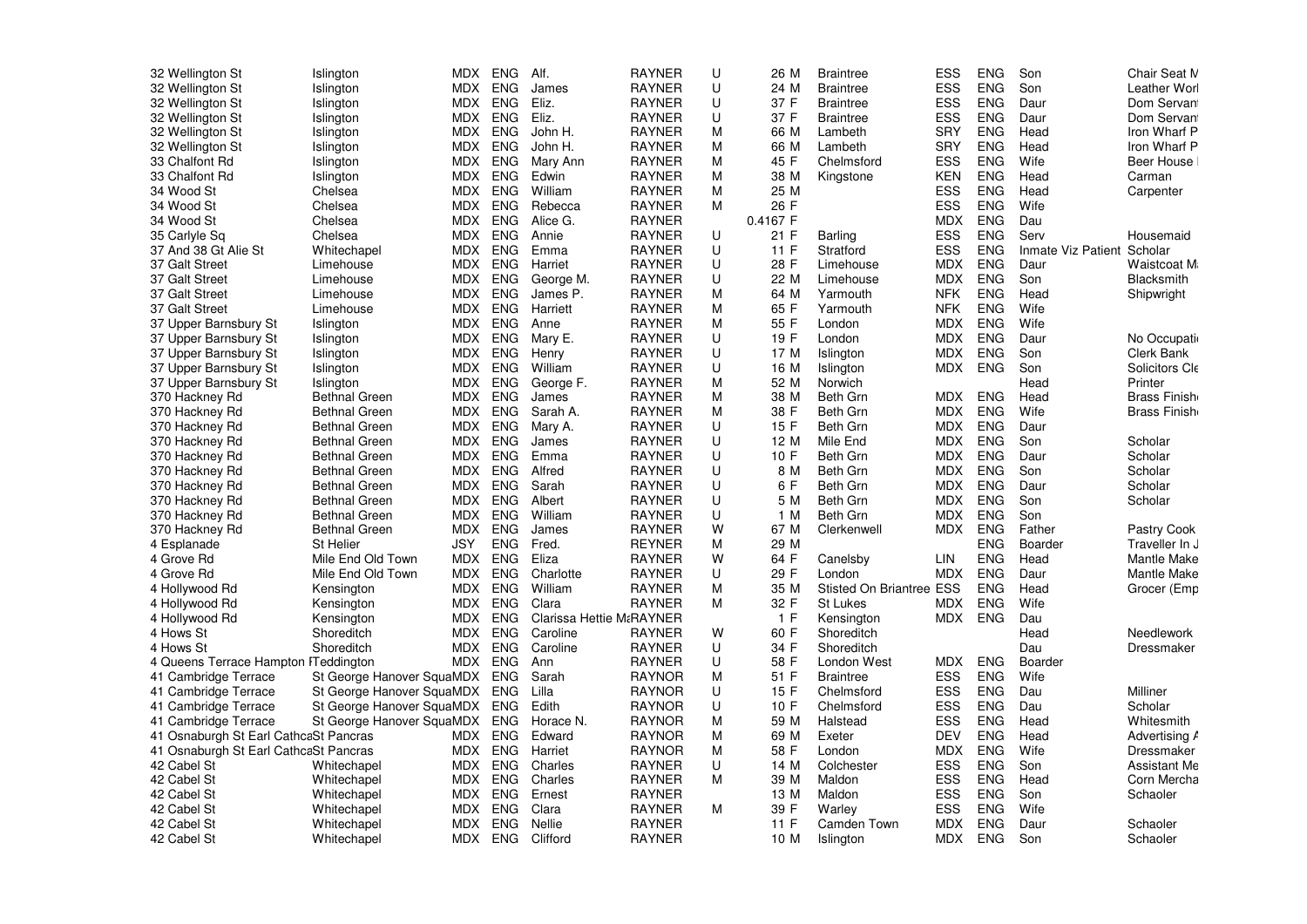| | | | | | | | | | | | | | |
|---|---|---|---|---|---|---|---|---|---|---|---|---|---|
| 32 Wellington St | Islington | MDX | ENG | Alf. | RAYNER | U | 26 | M | Braintree | ESS | ENG | Son | Chair Seat M |
| 32 Wellington St | Islington | MDX | ENG | James | RAYNER | U | 24 | M | Braintree | ESS | ENG | Son | Leather Worl |
| 32 Wellington St | Islington | MDX | ENG | Eliz. | RAYNER | U | 37 | F | Braintree | ESS | ENG | Daur | Dom Servan |
| 32 Wellington St | Islington | MDX | ENG | Eliz. | RAYNER | U | 37 | F | Braintree | ESS | ENG | Daur | Dom Servan |
| 32 Wellington St | Islington | MDX | ENG | John H. | RAYNER | M | 66 | M | Lambeth | SRY | ENG | Head | Iron Wharf P |
| 32 Wellington St | Islington | MDX | ENG | John H. | RAYNER | M | 66 | M | Lambeth | SRY | ENG | Head | Iron Wharf P |
| 33 Chalfont Rd | Islington | MDX | ENG | Mary Ann | RAYNER | M | 45 | F | Chelmsford | ESS | ENG | Wife | Beer House |
| 33 Chalfont Rd | Islington | MDX | ENG | Edwin | RAYNER | M | 38 | M | Kingstone | KEN | ENG | Head | Carman |
| 34 Wood St | Chelsea | MDX | ENG | William | RAYNER | M | 25 | M | | ESS | ENG | Head | Carpenter |
| 34 Wood St | Chelsea | MDX | ENG | Rebecca | RAYNER | M | 26 | F | | ESS | ENG | Wife | |
| 34 Wood St | Chelsea | MDX | ENG | Alice G. | RAYNER | | 0.4167 | F | | MDX | ENG | Dau | |
| 35 Carlyle Sq | Chelsea | MDX | ENG | Annie | RAYNER | U | 21 | F | Barling | ESS | ENG | Serv | Housemaid |
| 37 And 38 Gt Alie St | Whitechapel | MDX | ENG | Emma | RAYNER | U | 11 | F | Stratford | ESS | ENG | Inmate Viz Patient | Scholar |
| 37 Galt Street | Limehouse | MDX | ENG | Harriet | RAYNER | U | 28 | F | Limehouse | MDX | ENG | Daur | Waistcoat M |
| 37 Galt Street | Limehouse | MDX | ENG | George M. | RAYNER | U | 22 | M | Limehouse | MDX | ENG | Son | Blacksmith |
| 37 Galt Street | Limehouse | MDX | ENG | James P. | RAYNER | M | 64 | M | Yarmouth | NFK | ENG | Head | Shipwright |
| 37 Galt Street | Limehouse | MDX | ENG | Harriett | RAYNER | M | 65 | F | Yarmouth | NFK | ENG | Wife | |
| 37 Upper Barnsbury St | Islington | MDX | ENG | Anne | RAYNER | M | 55 | F | London | MDX | ENG | Wife | |
| 37 Upper Barnsbury St | Islington | MDX | ENG | Mary E. | RAYNER | U | 19 | F | London | MDX | ENG | Daur | No Occupati |
| 37 Upper Barnsbury St | Islington | MDX | ENG | Henry | RAYNER | U | 17 | M | Islington | MDX | ENG | Son | Clerk Bank |
| 37 Upper Barnsbury St | Islington | MDX | ENG | William | RAYNER | U | 16 | M | Islington | MDX | ENG | Son | Solicitors Cle |
| 37 Upper Barnsbury St | Islington | MDX | ENG | George F. | RAYNER | M | 52 | M | Norwich | | | Head | Printer |
| 370 Hackney Rd | Bethnal Green | MDX | ENG | James | RAYNER | M | 38 | M | Beth Grn | MDX | ENG | Head | Brass Finish |
| 370 Hackney Rd | Bethnal Green | MDX | ENG | Sarah A. | RAYNER | M | 38 | F | Beth Grn | MDX | ENG | Wife | Brass Finish |
| 370 Hackney Rd | Bethnal Green | MDX | ENG | Mary A. | RAYNER | U | 15 | F | Beth Grn | MDX | ENG | Daur | |
| 370 Hackney Rd | Bethnal Green | MDX | ENG | James | RAYNER | U | 12 | M | Mile End | MDX | ENG | Son | Scholar |
| 370 Hackney Rd | Bethnal Green | MDX | ENG | Emma | RAYNER | U | 10 | F | Beth Grn | MDX | ENG | Daur | Scholar |
| 370 Hackney Rd | Bethnal Green | MDX | ENG | Alfred | RAYNER | U | 8 | M | Beth Grn | MDX | ENG | Son | Scholar |
| 370 Hackney Rd | Bethnal Green | MDX | ENG | Sarah | RAYNER | U | 6 | F | Beth Grn | MDX | ENG | Daur | Scholar |
| 370 Hackney Rd | Bethnal Green | MDX | ENG | Albert | RAYNER | U | 5 | M | Beth Grn | MDX | ENG | Son | Scholar |
| 370 Hackney Rd | Bethnal Green | MDX | ENG | William | RAYNER | U | 1 | M | Beth Grn | MDX | ENG | Son | |
| 370 Hackney Rd | Bethnal Green | MDX | ENG | James | RAYNER | W | 67 | M | Clerkenwell | MDX | ENG | Father | Pastry Cook |
| 4 Esplanade | St Helier | JSY | ENG | Fred. | REYNER | M | 29 | M | | | ENG | Boarder | Traveller In J |
| 4 Grove Rd | Mile End Old Town | MDX | ENG | Eliza | RAYNER | W | 64 | F | Canelsby | LIN | ENG | Head | Mantle Make |
| 4 Grove Rd | Mile End Old Town | MDX | ENG | Charlotte | RAYNER | U | 29 | F | London | MDX | ENG | Daur | Mantle Make |
| 4 Hollywood Rd | Kensington | MDX | ENG | William | RAYNER | M | 35 | M | Stisted On Briantree | ESS | ENG | Head | Grocer (Emp |
| 4 Hollywood Rd | Kensington | MDX | ENG | Clara | RAYNER | M | 32 | F | St Lukes | MDX | ENG | Wife | |
| 4 Hollywood Rd | Kensington | MDX | ENG | Clarissa Hettie Ma | RAYNER | | 1 | F | Kensington | MDX | ENG | Dau | |
| 4 Hows St | Shoreditch | MDX | ENG | Caroline | RAYNER | W | 60 | F | Shoreditch | | | Head | Needlework |
| 4 Hows St | Shoreditch | MDX | ENG | Caroline | RAYNER | U | 34 | F | Shoreditch | | | Dau | Dressmaker |
| 4 Queens Terrace Hampton I | Teddington | MDX | ENG | Ann | RAYNER | U | 58 | F | London West | MDX | ENG | Boarder | |
| 41 Cambridge Terrace | St George Hanover Squa | MDX | ENG | Sarah | RAYNOR | M | 51 | F | Braintree | ESS | ENG | Wife | |
| 41 Cambridge Terrace | St George Hanover Squa | MDX | ENG | Lilla | RAYNOR | U | 15 | F | Chelmsford | ESS | ENG | Dau | Milliner |
| 41 Cambridge Terrace | St George Hanover Squa | MDX | ENG | Edith | RAYNOR | U | 10 | F | Chelmsford | ESS | ENG | Dau | Scholar |
| 41 Cambridge Terrace | St George Hanover Squa | MDX | ENG | Horace N. | RAYNOR | M | 59 | M | Halstead | ESS | ENG | Head | Whitesmith |
| 41 Osnaburgh St Earl Cathca | St Pancras | MDX | ENG | Edward | RAYNOR | M | 69 | M | Exeter | DEV | ENG | Head | Advertising A |
| 41 Osnaburgh St Earl Cathca | St Pancras | MDX | ENG | Harriet | RAYNOR | M | 58 | F | London | MDX | ENG | Wife | Dressmaker |
| 42 Cabel St | Whitechapel | MDX | ENG | Charles | RAYNER | U | 14 | M | Colchester | ESS | ENG | Son | Assistant Me |
| 42 Cabel St | Whitechapel | MDX | ENG | Charles | RAYNER | M | 39 | M | Maldon | ESS | ENG | Head | Corn Mercha |
| 42 Cabel St | Whitechapel | MDX | ENG | Ernest | RAYNER | | 13 | M | Maldon | ESS | ENG | Son | Schaoler |
| 42 Cabel St | Whitechapel | MDX | ENG | Clara | RAYNER | M | 39 | F | Warley | ESS | ENG | Wife | |
| 42 Cabel St | Whitechapel | MDX | ENG | Nellie | RAYNER | | 11 | F | Camden Town | MDX | ENG | Daur | Schaoler |
| 42 Cabel St | Whitechapel | MDX | ENG | Clifford | RAYNER | | 10 | M | Islington | MDX | ENG | Son | Schaoler |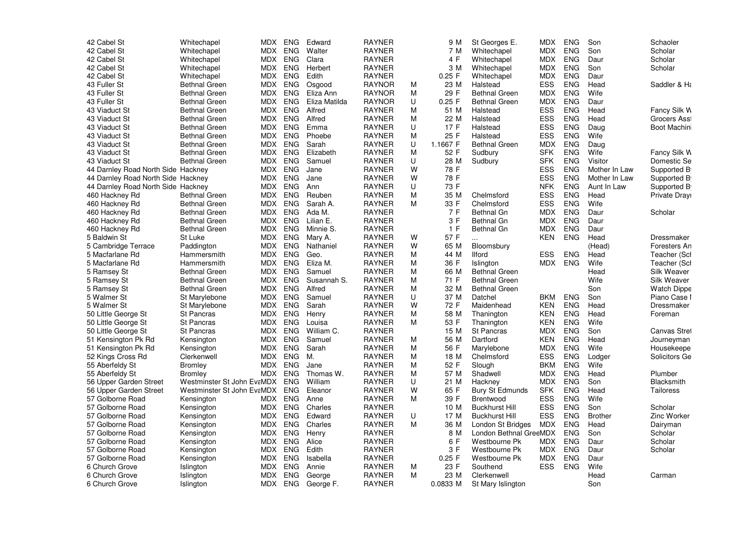| | | | | | | | | | | | | | |
|---|---|---|---|---|---|---|---|---|---|---|---|---|---|
| 42 Cabel St | Whitechapel | MDX | ENG | Edward | RAYNER | | 9 M | St Georges E. | MDX | ENG | Son | Schaoler |
| 42 Cabel St | Whitechapel | MDX | ENG | Walter | RAYNER | | 7 M | Whitechapel | MDX | ENG | Son | Scholar |
| 42 Cabel St | Whitechapel | MDX | ENG | Clara | RAYNER | | 4 F | Whitechapel | MDX | ENG | Daur | Scholar |
| 42 Cabel St | Whitechapel | MDX | ENG | Herbert | RAYNER | | 3 M | Whitechapel | MDX | ENG | Son | Scholar |
| 42 Cabel St | Whitechapel | MDX | ENG | Edith | RAYNER | | 0.25 F | Whitechapel | MDX | ENG | Daur | |
| 43 Fuller St | Bethnal Green | MDX | ENG | Osgood | RAYNOR | M | 23 M | Halstead | ESS | ENG | Head | Saddler & Ha |
| 43 Fuller St | Bethnal Green | MDX | ENG | Eliza Ann | RAYNOR | M | 29 F | Bethnal Green | MDX | ENG | Wife | |
| 43 Fuller St | Bethnal Green | MDX | ENG | Eliza Matilda | RAYNOR | U | 0.25 F | Bethnal Green | MDX | ENG | Daur | |
| 43 Viaduct St | Bethnal Green | MDX | ENG | Alfred | RAYNER | M | 51 M | Halstead | ESS | ENG | Head | Fancy Silk W |
| 43 Viaduct St | Bethnal Green | MDX | ENG | Alfred | RAYNER | M | 22 M | Halstead | ESS | ENG | Head | Grocers Asst |
| 43 Viaduct St | Bethnal Green | MDX | ENG | Emma | RAYNER | U | 17 F | Halstead | ESS | ENG | Daug | Boot Machini |
| 43 Viaduct St | Bethnal Green | MDX | ENG | Phoebe | RAYNER | M | 25 F | Halstead | ESS | ENG | Wife | |
| 43 Viaduct St | Bethnal Green | MDX | ENG | Sarah | RAYNER | U | 1.1667 F | Bethnal Green | MDX | ENG | Daug | |
| 43 Viaduct St | Bethnal Green | MDX | ENG | Elizabeth | RAYNER | M | 52 F | Sudbury | SFK | ENG | Wife | Fancy Silk W |
| 43 Viaduct St | Bethnal Green | MDX | ENG | Samuel | RAYNER | U | 28 M | Sudbury | SFK | ENG | Visitor | Domestic Se |
| 44 Darnley Road North Side | Hackney | MDX | ENG | Jane | RAYNER | W | 78 F | | ESS | ENG | Mother In Law | Supported B |
| 44 Darnley Road North Side | Hackney | MDX | ENG | Jane | RAYNER | W | 78 F | | ESS | ENG | Mother In Law | Supported B |
| 44 Darnley Road North Side | Hackney | MDX | ENG | Ann | RAYNER | U | 73 F | | NFK | ENG | Aunt In Law | Supported B |
| 460 Hackney Rd | Bethnal Green | MDX | ENG | Reuben | RAYNER | M | 35 M | Chelmsford | ESS | ENG | Head | Private Dray |
| 460 Hackney Rd | Bethnal Green | MDX | ENG | Sarah A. | RAYNER | M | 33 F | Chelmsford | ESS | ENG | Wife | |
| 460 Hackney Rd | Bethnal Green | MDX | ENG | Ada M. | RAYNER | | 7 F | Bethnal Gn | MDX | ENG | Daur | Scholar |
| 460 Hackney Rd | Bethnal Green | MDX | ENG | Lilian E. | RAYNER | | 3 F | Bethnal Gn | MDX | ENG | Daur | |
| 460 Hackney Rd | Bethnal Green | MDX | ENG | Minnie S. | RAYNER | | 1 F | Bethnal Gn | MDX | ENG | Daur | |
| 5 Baldwin St | St Luke | MDX | ENG | Mary A. | RAYNER | W | 57 F | ... | KEN | ENG | Head | Dressmaker |
| 5 Cambridge Terrace | Paddington | MDX | ENG | Nathaniel | RAYNER | W | 65 M | Bloomsbury | | | (Head) | Foresters An |
| 5 Macfarlane Rd | Hammersmith | MDX | ENG | Geo. | RAYNER | M | 44 M | Ilford | ESS | ENG | Head | Teacher (Sch |
| 5 Macfarlane Rd | Hammersmith | MDX | ENG | Eliza M. | RAYNER | M | 36 F | Islington | MDX | ENG | Wife | Teacher (Sch |
| 5 Ramsey St | Bethnal Green | MDX | ENG | Samuel | RAYNER | M | 66 M | Bethnal Green | | | Head | Silk Weaver |
| 5 Ramsey St | Bethnal Green | MDX | ENG | Susannah S. | RAYNER | M | 71 F | Bethnal Green | | | Wife | Silk Weaver |
| 5 Ramsey St | Bethnal Green | MDX | ENG | Alfred | RAYNER | M | 32 M | Bethnal Green | | | Son | Watch Dippe |
| 5 Walmer St | St Marylebone | MDX | ENG | Samuel | RAYNER | U | 37 M | Datchet | BKM | ENG | Son | Piano Case I |
| 5 Walmer St | St Marylebone | MDX | ENG | Sarah | RAYNER | W | 72 F | Maidenhead | KEN | ENG | Head | Dressmaker |
| 50 Little George St | St Pancras | MDX | ENG | Henry | RAYNER | M | 58 M | Thanington | KEN | ENG | Head | Foreman |
| 50 Little George St | St Pancras | MDX | ENG | Louisa | RAYNER | M | 53 F | Thanington | KEN | ENG | Wife | |
| 50 Little George St | St Pancras | MDX | ENG | William C. | RAYNER | | 15 M | St Pancras | MDX | ENG | Son | Canvas Stret |
| 51 Kensington Pk Rd | Kensington | MDX | ENG | Samuel | RAYNER | M | 56 M | Dartford | KEN | ENG | Head | Journeyman |
| 51 Kensington Pk Rd | Kensington | MDX | ENG | Sarah | RAYNER | M | 56 F | Marylebone | MDX | ENG | Wife | Housekeepe |
| 52 Kings Cross Rd | Clerkenwell | MDX | ENG | M. | RAYNER | M | 18 M | Chelmsford | ESS | ENG | Lodger | Solicitors Ge |
| 55 Aberfeldy St | Bromley | MDX | ENG | Jane | RAYNER | M | 52 F | Slough | BKM | ENG | Wife | |
| 55 Aberfeldy St | Bromley | MDX | ENG | Thomas W. | RAYNER | M | 57 M | Shadwell | MDX | ENG | Head | Plumber |
| 56 Upper Garden Street | Westminster St John EvaMDX | | ENG | William | RAYNER | U | 21 M | Hackney | MDX | ENG | Son | Blacksmith |
| 56 Upper Garden Street | Westminster St John EvaMDX | | ENG | Eleanor | RAYNER | W | 65 F | Bury St Edmunds | SFK | ENG | Head | Tailoress |
| 57 Golborne Road | Kensington | MDX | ENG | Anne | RAYNER | M | 39 F | Brentwood | ESS | ENG | Wife | |
| 57 Golborne Road | Kensington | MDX | ENG | Charles | RAYNER | | 10 M | Buckhurst Hill | ESS | ENG | Son | Scholar |
| 57 Golborne Road | Kensington | MDX | ENG | Edward | RAYNER | U | 17 M | Buckhurst Hill | ESS | ENG | Brother | Zinc Worker |
| 57 Golborne Road | Kensington | MDX | ENG | Charles | RAYNER | M | 36 M | London St Bridges | MDX | ENG | Head | Dairyman |
| 57 Golborne Road | Kensington | MDX | ENG | Henry | RAYNER | | 8 M | London Bethnal GreeMDX | | ENG | Son | Scholar |
| 57 Golborne Road | Kensington | MDX | ENG | Alice | RAYNER | | 6 F | Westbourne Pk | MDX | ENG | Daur | Scholar |
| 57 Golborne Road | Kensington | MDX | ENG | Edith | RAYNER | | 3 F | Westbourne Pk | MDX | ENG | Daur | Scholar |
| 57 Golborne Road | Kensington | MDX | ENG | Isabella | RAYNER | | 0.25 F | Westbourne Pk | MDX | ENG | Daur | |
| 6 Church Grove | Islington | MDX | ENG | Annie | RAYNER | M | 23 F | Southend | ESS | ENG | Wife | |
| 6 Church Grove | Islington | MDX | ENG | George | RAYNER | M | 23 M | Clerkenwell | | | Head | Carman |
| 6 Church Grove | Islington | MDX | ENG | George F. | RAYNER | | 0.0833 M | St Mary Islington | | | Son | |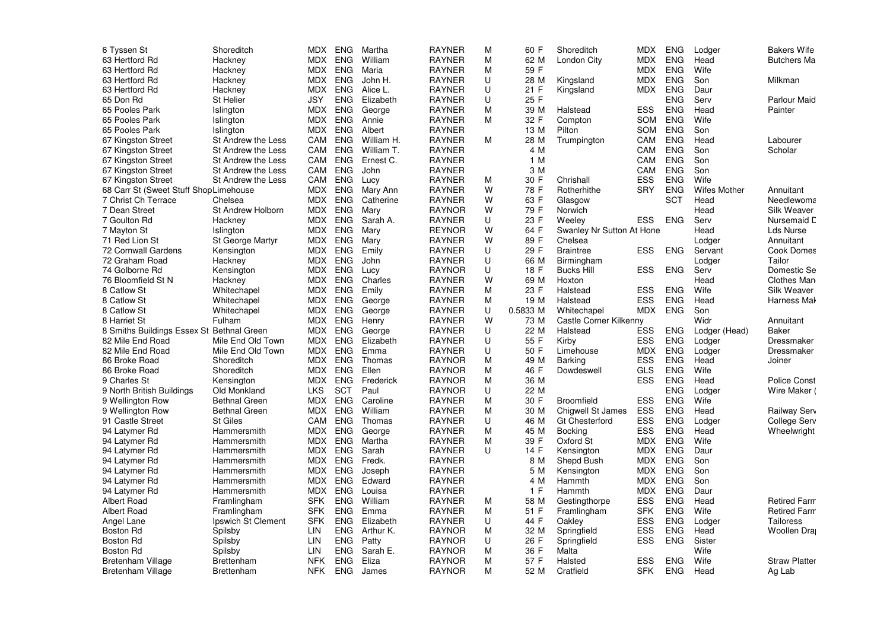| | | | | | | | | | | | | | |
|---|---|---|---|---|---|---|---|---|---|---|---|---|---|
| 6 Tyssen St | Shoreditch | MDX | ENG | Martha | RAYNER | M | 60 F | Shoreditch | MDX | ENG | Lodger | Bakers Wife |
| 63 Hertford Rd | Hackney | MDX | ENG | William | RAYNER | M | 62 M | London City | MDX | ENG | Head | Butchers Ma |
| 63 Hertford Rd | Hackney | MDX | ENG | Maria | RAYNER | M | 59 F | | MDX | ENG | Wife | |
| 63 Hertford Rd | Hackney | MDX | ENG | John H. | RAYNER | U | 28 M | Kingsland | MDX | ENG | Son | Milkman |
| 63 Hertford Rd | Hackney | MDX | ENG | Alice L. | RAYNER | U | 21 F | Kingsland | MDX | ENG | Daur | |
| 65 Don Rd | St Helier | JSY | ENG | Elizabeth | RAYNER | U | 25 F | | | ENG | Serv | Parlour Maid |
| 65 Pooles Park | Islington | MDX | ENG | George | RAYNER | M | 39 M | Halstead | ESS | ENG | Head | Painter |
| 65 Pooles Park | Islington | MDX | ENG | Annie | RAYNER | M | 32 F | Compton | SOM | ENG | Wife | |
| 65 Pooles Park | Islington | MDX | ENG | Albert | RAYNER | | 13 M | Pilton | SOM | ENG | Son | |
| 67 Kingston Street | St Andrew the Less | CAM | ENG | William H. | RAYNER | M | 28 M | Trumpington | CAM | ENG | Head | Labourer |
| 67 Kingston Street | St Andrew the Less | CAM | ENG | William T. | RAYNER | | 4 M | | CAM | ENG | Son | Scholar |
| 67 Kingston Street | St Andrew the Less | CAM | ENG | Ernest C. | RAYNER | | 1 M | | CAM | ENG | Son | |
| 67 Kingston Street | St Andrew the Less | CAM | ENG | John | RAYNER | | 3 M | | CAM | ENG | Son | |
| 67 Kingston Street | St Andrew the Less | CAM | ENG | Lucy | RAYNER | M | 30 F | Chrishall | ESS | ENG | Wife | |
| 68 Carr St (Sweet Stuff Shop | Limehouse | MDX | ENG | Mary Ann | RAYNER | W | 78 F | Rotherhithe | SRY | ENG | Wifes Mother | Annuitant |
| 7 Christ Ch Terrace | Chelsea | MDX | ENG | Catherine | RAYNER | W | 63 F | Glasgow | | SCT | Head | Needlewoma |
| 7 Dean Street | St Andrew Holborn | MDX | ENG | Mary | RAYNOR | W | 79 F | Norwich | | | Head | Silk Weaver |
| 7 Goulton Rd | Hackney | MDX | ENG | Sarah A. | RAYNER | U | 23 F | Weeley | ESS | ENG | Serv | Nursemaid D |
| 7 Mayton St | Islington | MDX | ENG | Mary | REYNOR | W | 64 F | Swanley Nr Sutton At Hone | | | Head | Lds Nurse |
| 71 Red Lion St | St George Martyr | MDX | ENG | Mary | RAYNER | W | 89 F | Chelsea | | | Lodger | Annuitant |
| 72 Cornwall Gardens | Kensington | MDX | ENG | Emily | RAYNER | U | 29 F | Braintree | ESS | ENG | Servant | Cook Domes |
| 72 Graham Road | Hackney | MDX | ENG | John | RAYNER | U | 66 M | Birmingham | | | Lodger | Tailor |
| 74 Golborne Rd | Kensington | MDX | ENG | Lucy | RAYNOR | U | 18 F | Bucks Hill | ESS | ENG | Serv | Domestic Se |
| 76 Bloomfield St N | Hackney | MDX | ENG | Charles | RAYNER | W | 69 M | Hoxton | | | Head | Clothes Man |
| 8 Catlow St | Whitechapel | MDX | ENG | Emily | RAYNER | M | 23 F | Halstead | ESS | ENG | Wife | Silk Weaver |
| 8 Catlow St | Whitechapel | MDX | ENG | George | RAYNER | M | 19 M | Halstead | ESS | ENG | Head | Harness Mak |
| 8 Catlow St | Whitechapel | MDX | ENG | George | RAYNER | U | 0.5833 M | Whitechapel | MDX | ENG | Son | |
| 8 Harriet St | Fulham | MDX | ENG | Henry | RAYNER | W | 73 M | Castle Corner Kilkenny | | | Widr | Annuitant |
| 8 Smiths Buildings Essex St | Bethnal Green | MDX | ENG | George | RAYNER | U | 22 M | Halstead | ESS | ENG | Lodger (Head) | Baker |
| 82 Mile End Road | Mile End Old Town | MDX | ENG | Elizabeth | RAYNER | U | 55 F | Kirby | ESS | ENG | Lodger | Dressmaker |
| 82 Mile End Road | Mile End Old Town | MDX | ENG | Emma | RAYNER | U | 50 F | Limehouse | MDX | ENG | Lodger | Dressmaker |
| 86 Broke Road | Shoreditch | MDX | ENG | Thomas | RAYNOR | M | 49 M | Barking | ESS | ENG | Head | Joiner |
| 86 Broke Road | Shoreditch | MDX | ENG | Ellen | RAYNOR | M | 46 F | Dowdeswell | GLS | ENG | Wife | |
| 9 Charles St | Kensington | MDX | ENG | Frederick | RAYNOR | M | 36 M | | ESS | ENG | Head | Police Const |
| 9 North British Buildings | Old Monkland | LKS | SCT | Paul | RAYNOR | U | 22 M | | | ENG | Lodger | Wire Maker ( |
| 9 Wellington Row | Bethnal Green | MDX | ENG | Caroline | RAYNER | M | 30 F | Broomfield | ESS | ENG | Wife | |
| 9 Wellington Row | Bethnal Green | MDX | ENG | William | RAYNER | M | 30 M | Chigwell St James | ESS | ENG | Head | Railway Serv |
| 91 Castle Street | St Giles | CAM | ENG | Thomas | RAYNER | U | 46 M | Gt Chesterford | ESS | ENG | Lodger | College Serv |
| 94 Latymer Rd | Hammersmith | MDX | ENG | George | RAYNER | M | 45 M | Bocking | ESS | ENG | Head | Wheelwright |
| 94 Latymer Rd | Hammersmith | MDX | ENG | Martha | RAYNER | M | 39 F | Oxford St | MDX | ENG | Wife | |
| 94 Latymer Rd | Hammersmith | MDX | ENG | Sarah | RAYNER | U | 14 F | Kensington | MDX | ENG | Daur | |
| 94 Latymer Rd | Hammersmith | MDX | ENG | Fredk. | RAYNER | | 8 M | Shepd Bush | MDX | ENG | Son | |
| 94 Latymer Rd | Hammersmith | MDX | ENG | Joseph | RAYNER | | 5 M | Kensington | MDX | ENG | Son | |
| 94 Latymer Rd | Hammersmith | MDX | ENG | Edward | RAYNER | | 4 M | Hammth | MDX | ENG | Son | |
| 94 Latymer Rd | Hammersmith | MDX | ENG | Louisa | RAYNER | | 1 F | Hammth | MDX | ENG | Daur | |
| Albert Road | Framlingham | SFK | ENG | William | RAYNER | M | 58 M | Gestingthorpe | ESS | ENG | Head | Retired Farm |
| Albert Road | Framlingham | SFK | ENG | Emma | RAYNER | M | 51 F | Framlingham | SFK | ENG | Wife | Retired Farm |
| Angel Lane | Ipswich St Clement | SFK | ENG | Elizabeth | RAYNER | U | 44 F | Oakley | ESS | ENG | Lodger | Tailoress |
| Boston Rd | Spilsby | LIN | ENG | Arthur K. | RAYNOR | M | 32 M | Springfield | ESS | ENG | Head | Woollen Dra |
| Boston Rd | Spilsby | LIN | ENG | Patty | RAYNOR | U | 26 F | Springfield | ESS | ENG | Sister | |
| Boston Rd | Spilsby | LIN | ENG | Sarah E. | RAYNOR | M | 36 F | Malta | | | Wife | |
| Bretenham Village | Brettenham | NFK | ENG | Eliza | RAYNOR | M | 57 F | Halsted | ESS | ENG | Wife | Straw Platter |
| Bretenham Village | Brettenham | NFK | ENG | James | RAYNOR | M | 52 M | Cratfield | SFK | ENG | Head | Ag Lab |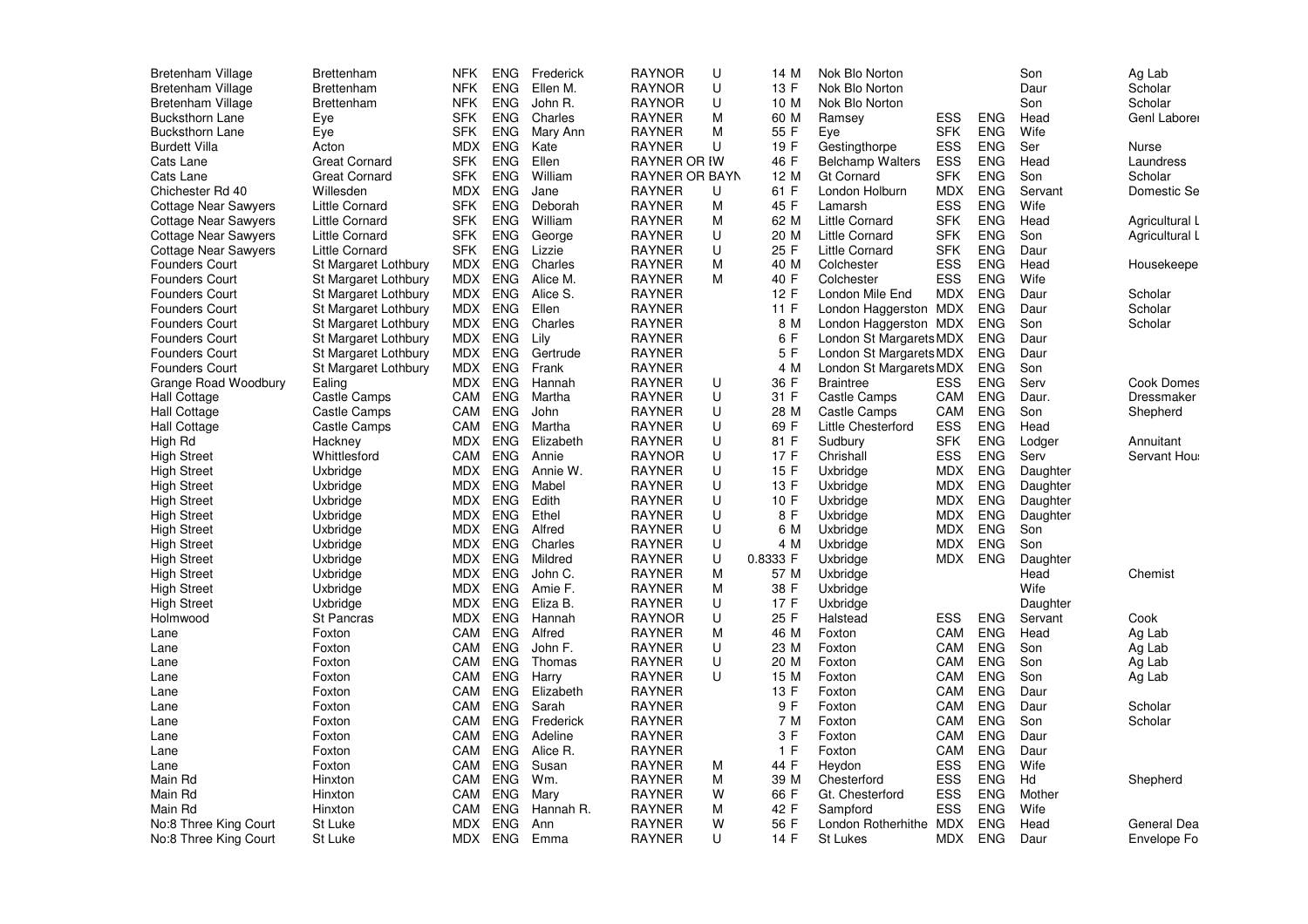| | | | | | | | | | | | | | |
|---|---|---|---|---|---|---|---|---|---|---|---|---|---|
| Bretenham Village | Brettenham | NFK | ENG | Frederick | RAYNOR | U | 14 M | Nok Blo Norton | | | Son | Ag Lab |
| Bretenham Village | Brettenham | NFK | ENG | Ellen M. | RAYNOR | U | 13 F | Nok Blo Norton | | | Daur | Scholar |
| Bretenham Village | Brettenham | NFK | ENG | John R. | RAYNOR | U | 10 M | Nok Blo Norton | | | Son | Scholar |
| Bucksthorn Lane | Eye | SFK | ENG | Charles | RAYNER | M | 60 M | Ramsey | ESS | ENG | Head | Genl Laborer |
| Bucksthorn Lane | Eye | SFK | ENG | Mary Ann | RAYNER | M | 55 F | Eye | SFK | ENG | Wife | |
| Burdett Villa | Acton | MDX | ENG | Kate | RAYNER | U | 19 F | Gestingthorpe | ESS | ENG | Ser | Nurse |
| Cats Lane | Great Cornard | SFK | ENG | Ellen | RAYNER OR RW | | 46 F | Belchamp Walters | ESS | ENG | Head | Laundress |
| Cats Lane | Great Cornard | SFK | ENG | William | RAYNER OR BAYN | | 12 M | Gt Cornard | SFK | ENG | Son | Scholar |
| Chichester Rd 40 | Willesden | MDX | ENG | Jane | RAYNER | U | 61 F | London Holburn | MDX | ENG | Servant | Domestic Se |
| Cottage Near Sawyers | Little Cornard | SFK | ENG | Deborah | RAYNER | M | 45 F | Lamarsh | ESS | ENG | Wife | |
| Cottage Near Sawyers | Little Cornard | SFK | ENG | William | RAYNER | M | 62 M | Little Cornard | SFK | ENG | Head | Agricultural L |
| Cottage Near Sawyers | Little Cornard | SFK | ENG | George | RAYNER | U | 20 M | Little Cornard | SFK | ENG | Son | Agricultural L |
| Cottage Near Sawyers | Little Cornard | SFK | ENG | Lizzie | RAYNER | U | 25 F | Little Cornard | SFK | ENG | Daur | |
| Founders Court | St Margaret Lothbury | MDX | ENG | Charles | RAYNER | M | 40 M | Colchester | ESS | ENG | Head | Housekeepe |
| Founders Court | St Margaret Lothbury | MDX | ENG | Alice M. | RAYNER | M | 40 F | Colchester | ESS | ENG | Wife | |
| Founders Court | St Margaret Lothbury | MDX | ENG | Alice S. | RAYNER | | 12 F | London Mile End | MDX | ENG | Daur | Scholar |
| Founders Court | St Margaret Lothbury | MDX | ENG | Ellen | RAYNER | | 11 F | London Haggerston | MDX | ENG | Daur | Scholar |
| Founders Court | St Margaret Lothbury | MDX | ENG | Charles | RAYNER | | 8 M | London Haggerston | MDX | ENG | Son | Scholar |
| Founders Court | St Margaret Lothbury | MDX | ENG | Lily | RAYNER | | 6 F | London St Margarets | MDX | ENG | Daur | |
| Founders Court | St Margaret Lothbury | MDX | ENG | Gertrude | RAYNER | | 5 F | London St Margarets | MDX | ENG | Daur | |
| Founders Court | St Margaret Lothbury | MDX | ENG | Frank | RAYNER | | 4 M | London St Margarets | MDX | ENG | Son | |
| Grange Road Woodbury | Ealing | MDX | ENG | Hannah | RAYNER | U | 36 F | Braintree | ESS | ENG | Serv | Cook Domes |
| Hall Cottage | Castle Camps | CAM | ENG | Martha | RAYNER | U | 31 F | Castle Camps | CAM | ENG | Daur. | Dressmaker |
| Hall Cottage | Castle Camps | CAM | ENG | John | RAYNER | U | 28 M | Castle Camps | CAM | ENG | Son | Shepherd |
| Hall Cottage | Castle Camps | CAM | ENG | Martha | RAYNER | U | 69 F | Little Chesterford | ESS | ENG | Head | |
| High Rd | Hackney | MDX | ENG | Elizabeth | RAYNER | U | 81 F | Sudbury | SFK | ENG | Lodger | Annuitant |
| High Street | Whittlesford | CAM | ENG | Annie | RAYNOR | U | 17 F | Chrishall | ESS | ENG | Serv | Servant Hou |
| High Street | Uxbridge | MDX | ENG | Annie W. | RAYNER | U | 15 F | Uxbridge | MDX | ENG | Daughter | |
| High Street | Uxbridge | MDX | ENG | Mabel | RAYNER | U | 13 F | Uxbridge | MDX | ENG | Daughter | |
| High Street | Uxbridge | MDX | ENG | Edith | RAYNER | U | 10 F | Uxbridge | MDX | ENG | Daughter | |
| High Street | Uxbridge | MDX | ENG | Ethel | RAYNER | U | 8 F | Uxbridge | MDX | ENG | Daughter | |
| High Street | Uxbridge | MDX | ENG | Alfred | RAYNER | U | 6 M | Uxbridge | MDX | ENG | Son | |
| High Street | Uxbridge | MDX | ENG | Charles | RAYNER | U | 4 M | Uxbridge | MDX | ENG | Son | |
| High Street | Uxbridge | MDX | ENG | Mildred | RAYNER | U | 0.8333 F | Uxbridge | MDX | ENG | Daughter | |
| High Street | Uxbridge | MDX | ENG | John C. | RAYNER | M | 57 M | Uxbridge | | | Head | Chemist |
| High Street | Uxbridge | MDX | ENG | Amie F. | RAYNER | M | 38 F | Uxbridge | | | Wife | |
| High Street | Uxbridge | MDX | ENG | Eliza B. | RAYNER | U | 17 F | Uxbridge | | | Daughter | |
| Holmwood | St Pancras | MDX | ENG | Hannah | RAYNOR | U | 25 F | Halstead | ESS | ENG | Servant | Cook |
| Lane | Foxton | CAM | ENG | Alfred | RAYNER | M | 46 M | Foxton | CAM | ENG | Head | Ag Lab |
| Lane | Foxton | CAM | ENG | John F. | RAYNER | U | 23 M | Foxton | CAM | ENG | Son | Ag Lab |
| Lane | Foxton | CAM | ENG | Thomas | RAYNER | U | 20 M | Foxton | CAM | ENG | Son | Ag Lab |
| Lane | Foxton | CAM | ENG | Harry | RAYNER | U | 15 M | Foxton | CAM | ENG | Son | Ag Lab |
| Lane | Foxton | CAM | ENG | Elizabeth | RAYNER | | 13 F | Foxton | CAM | ENG | Daur | |
| Lane | Foxton | CAM | ENG | Sarah | RAYNER | | 9 F | Foxton | CAM | ENG | Daur | Scholar |
| Lane | Foxton | CAM | ENG | Frederick | RAYNER | | 7 M | Foxton | CAM | ENG | Son | Scholar |
| Lane | Foxton | CAM | ENG | Adeline | RAYNER | | 3 F | Foxton | CAM | ENG | Daur | |
| Lane | Foxton | CAM | ENG | Alice R. | RAYNER | | 1 F | Foxton | CAM | ENG | Daur | |
| Lane | Foxton | CAM | ENG | Susan | RAYNER | M | 44 F | Heydon | ESS | ENG | Wife | |
| Main Rd | Hinxton | CAM | ENG | Wm. | RAYNER | M | 39 M | Chesterford | ESS | ENG | Hd | Shepherd |
| Main Rd | Hinxton | CAM | ENG | Mary | RAYNER | W | 66 F | Gt. Chesterford | ESS | ENG | Mother | |
| Main Rd | Hinxton | CAM | ENG | Hannah R. | RAYNER | M | 42 F | Sampford | ESS | ENG | Wife | |
| No:8 Three King Court | St Luke | MDX | ENG | Ann | RAYNER | W | 56 F | London Rotherhithe | MDX | ENG | Head | General Dea |
| No:8 Three King Court | St Luke | MDX | ENG | Emma | RAYNER | U | 14 F | St Lukes | MDX | ENG | Daur | Envelope Fo |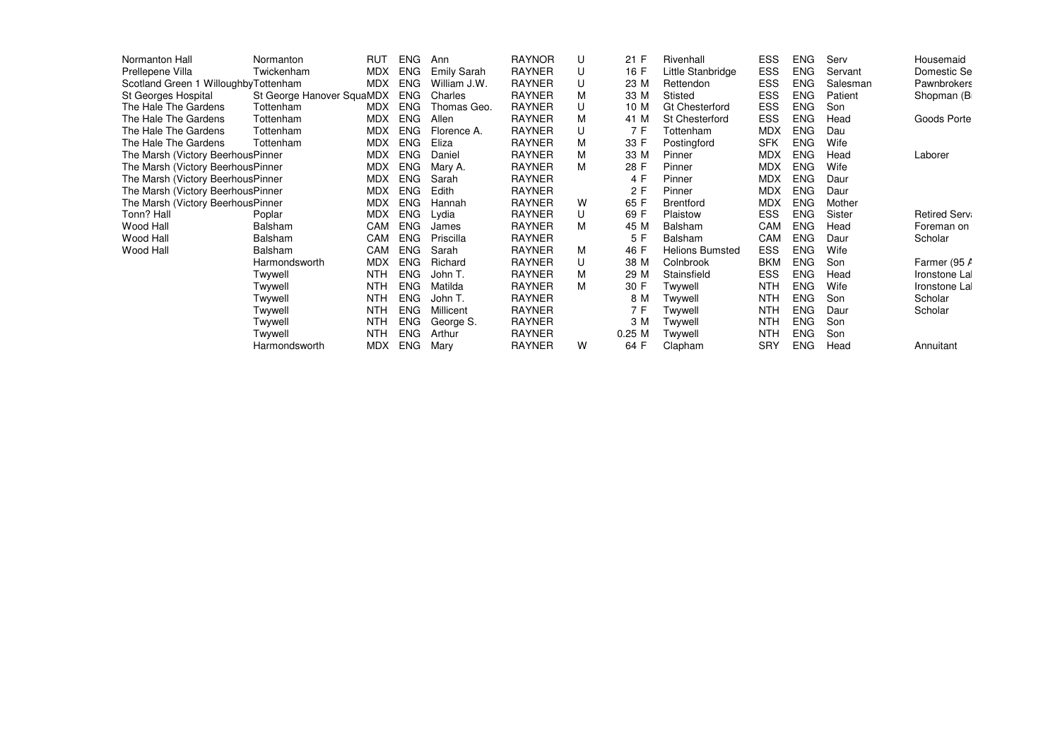| | | | | | | | | | | | | | |
|---|---|---|---|---|---|---|---|---|---|---|---|---|---|
| Normanton Hall | Normanton | RUT | ENG | Ann | RAYNOR | U | 21 F | Rivenhall | ESS | ENG | Serv | | Housemaid |
| Prellepene Villa | Twickenham | MDX | ENG | Emily Sarah | RAYNER | U | 16 F | Little Stanbridge | ESS | ENG | Servant | | Domestic Se |
| Scotland Green 1 Willoughby | Tottenham | MDX | ENG | William J.W. | RAYNER | U | 23 M | Rettendon | ESS | ENG | Salesman | | Pawnbrokers |
| St Georges Hospital | St George Hanover Squa | MDX | ENG | Charles | RAYNER | M | 33 M | Stisted | ESS | ENG | Patient | | Shopman (B |
| The Hale The Gardens | Tottenham | MDX | ENG | Thomas Geo. | RAYNER | U | 10 M | Gt Chesterford | ESS | ENG | Son | | |
| The Hale The Gardens | Tottenham | MDX | ENG | Allen | RAYNER | M | 41 M | St Chesterford | ESS | ENG | Head | | Goods Porte |
| The Hale The Gardens | Tottenham | MDX | ENG | Florence A. | RAYNER | U | 7 F | Tottenham | MDX | ENG | Dau | | |
| The Hale The Gardens | Tottenham | MDX | ENG | Eliza | RAYNER | M | 33 F | Postingford | SFK | ENG | Wife | | |
| The Marsh (Victory Beerhous | Pinner | MDX | ENG | Daniel | RAYNER | M | 33 M | Pinner | MDX | ENG | Head | | Laborer |
| The Marsh (Victory Beerhous | Pinner | MDX | ENG | Mary A. | RAYNER | M | 28 F | Pinner | MDX | ENG | Wife | | |
| The Marsh (Victory Beerhous | Pinner | MDX | ENG | Sarah | RAYNER | | 4 F | Pinner | MDX | ENG | Daur | | |
| The Marsh (Victory Beerhous | Pinner | MDX | ENG | Edith | RAYNER | | 2 F | Pinner | MDX | ENG | Daur | | |
| The Marsh (Victory Beerhous | Pinner | MDX | ENG | Hannah | RAYNER | W | 65 F | Brentford | MDX | ENG | Mother | | |
| Tonn? Hall | Poplar | MDX | ENG | Lydia | RAYNER | U | 69 F | Plaistow | ESS | ENG | Sister | | Retired Serv |
| Wood Hall | Balsham | CAM | ENG | James | RAYNER | M | 45 M | Balsham | CAM | ENG | Head | | Foreman on |
| Wood Hall | Balsham | CAM | ENG | Priscilla | RAYNER | | 5 F | Balsham | CAM | ENG | Daur | | Scholar |
| Wood Hall | Balsham | CAM | ENG | Sarah | RAYNER | M | 46 F | Helions Bumsted | ESS | ENG | Wife | | |
| | Harmondsworth | MDX | ENG | Richard | RAYNER | U | 38 M | Colnbrook | BKM | ENG | Son | | Farmer (95 A |
| | Twywell | NTH | ENG | John T. | RAYNER | M | 29 M | Stainsfield | ESS | ENG | Head | | Ironstone La |
| | Twywell | NTH | ENG | Matilda | RAYNER | M | 30 F | Twywell | NTH | ENG | Wife | | Ironstone La |
| | Twywell | NTH | ENG | John T. | RAYNER | | 8 M | Twywell | NTH | ENG | Son | | Scholar |
| | Twywell | NTH | ENG | Millicent | RAYNER | | 7 F | Twywell | NTH | ENG | Daur | | Scholar |
| | Twywell | NTH | ENG | George S. | RAYNER | | 3 M | Twywell | NTH | ENG | Son | | |
| | Twywell | NTH | ENG | Arthur | RAYNER | | 0.25 M | Twywell | NTH | ENG | Son | | |
| | Harmondsworth | MDX | ENG | Mary | RAYNER | W | 64 F | Clapham | SRY | ENG | Head | | Annuitant |